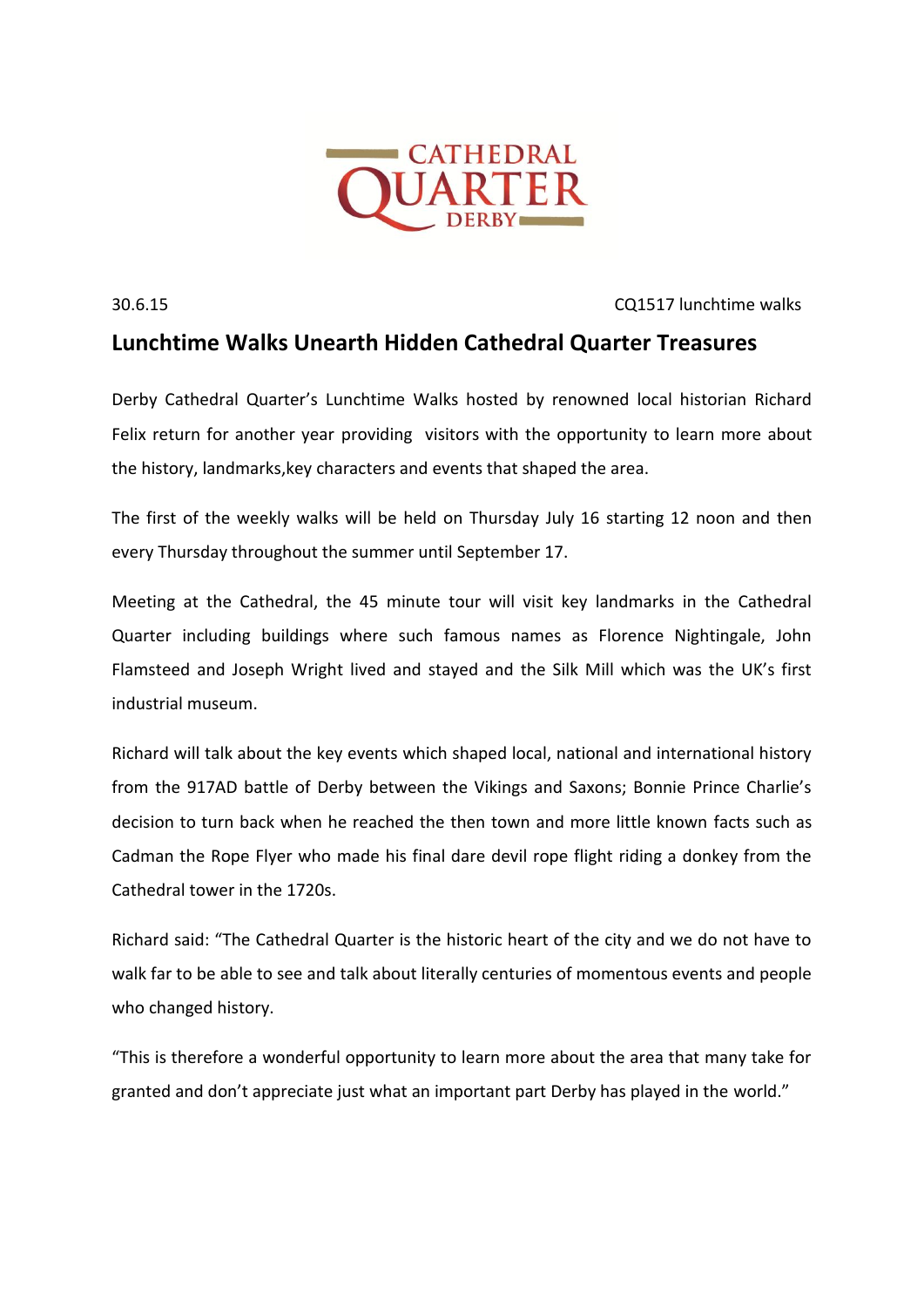CATHEDRAL QUARTER DERBY

30.6.15 CQ1517 lunchtime walks

# Lunchtime Walks Unearth Hidden Cathedral Quarter Treasures

Derby Cathedral Quarter's Lunchtime Walks hosted by renowned local historian Richard Felix return for another year providing visitors with the opportunity to learn more about the history, landmarks,key characters and events that shaped the area.

The first of the weekly walks will be held on Thursday July 16 starting 12 noon and then every Thursday throughout the summer until September 17.

Meeting at the Cathedral, the 45 minute tour will visit key landmarks in the Cathedral Quarter including buildings where such famous names as Florence Nightingale, John Flamsteed and Joseph Wright lived and stayed and the Silk Mill which was the UK's first industrial museum.

Richard will talk about the key events which shaped local, national and international history from the 917AD battle of Derby between the Vikings and Saxons; Bonnie Prince Charlie's decision to turn back when he reached the then town and more little known facts such as Cadman the Rope Flyer who made his final dare devil rope flight riding a donkey from the Cathedral tower in the 1720s.

Richard said: "The Cathedral Quarter is the historic heart of the city and we do not have to walk far to be able to see and talk about literally centuries of momentous events and people who changed history.

"This is therefore a wonderful opportunity to learn more about the area that many take for granted and don't appreciate just what an important part Derby has played in the world."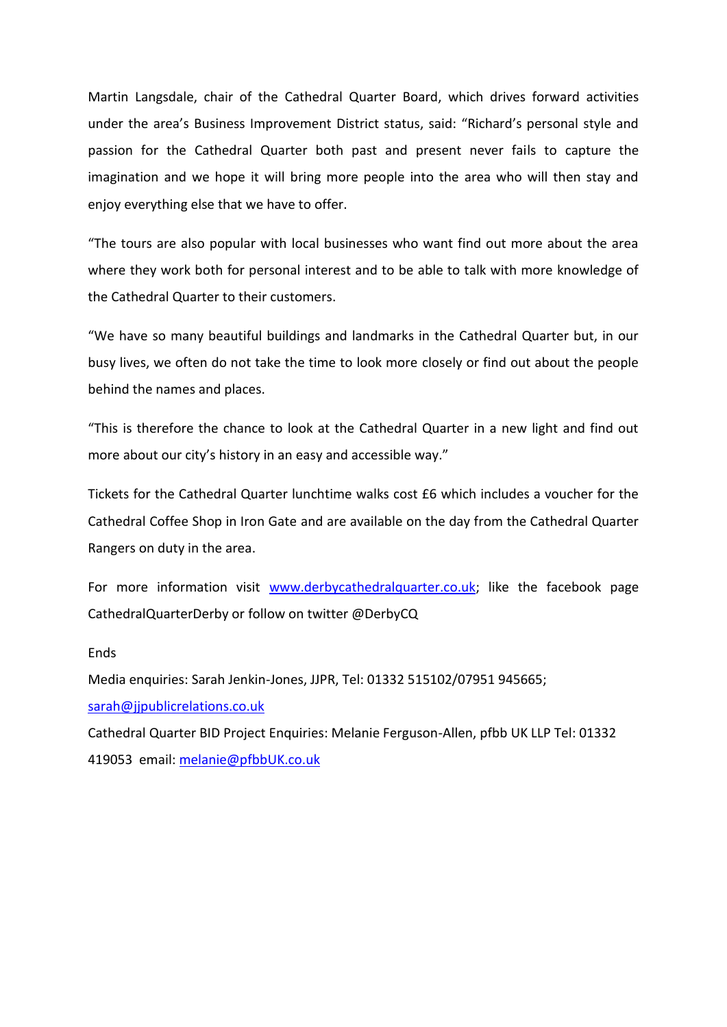Martin Langsdale, chair of the Cathedral Quarter Board, which drives forward activities under the area's Business Improvement District status, said: "Richard's personal style and passion for the Cathedral Quarter both past and present never fails to capture the imagination and we hope it will bring more people into the area who will then stay and enjoy everything else that we have to offer.

"The tours are also popular with local businesses who want find out more about the area where they work both for personal interest and to be able to talk with more knowledge of the Cathedral Quarter to their customers.

"We have so many beautiful buildings and landmarks in the Cathedral Quarter but, in our busy lives, we often do not take the time to look more closely or find out about the people behind the names and places.

"This is therefore the chance to look at the Cathedral Quarter in a new light and find out more about our city's history in an easy and accessible way."

Tickets for the Cathedral Quarter lunchtime walks cost £6 which includes a voucher for the Cathedral Coffee Shop in Iron Gate and are available on the day from the Cathedral Quarter Rangers on duty in the area.

For more information visit [www.derbycathedralquarter.co.uk](http://www.derbycathedralquarter.co.uk); like the facebook page CathedralQuarterDerby or follow on twitter @DerbyCQ

Ends

Media enquiries: Sarah Jenkin-Jones, JJPR, Tel: 01332 515102/07951 945665; [sarah@jjpublicrelations.co.uk](mailto:sarah@jjpublicrelations.co.uk)

Cathedral Quarter BID Project Enquiries: Melanie Ferguson-Allen, pfbb UK LLP Tel: 01332 419053 email: [melanie@pfbbUK.co.uk](mailto:melanie@pfbbUK.co.uk)